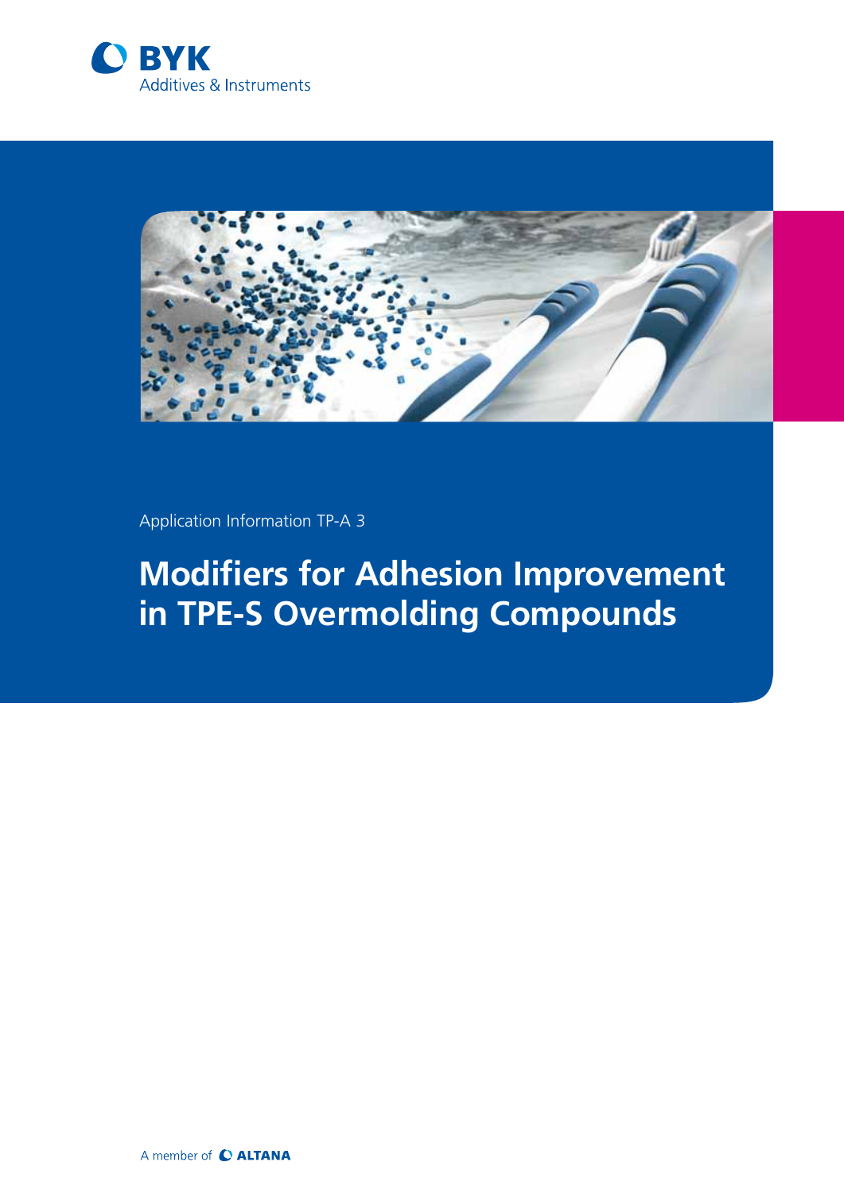BYK

Additives & Instruments

Application Information TP-A 3

# Modifiers for Adhesion Improvement in TPE-S Overmolding Compounds

A member of ALTANA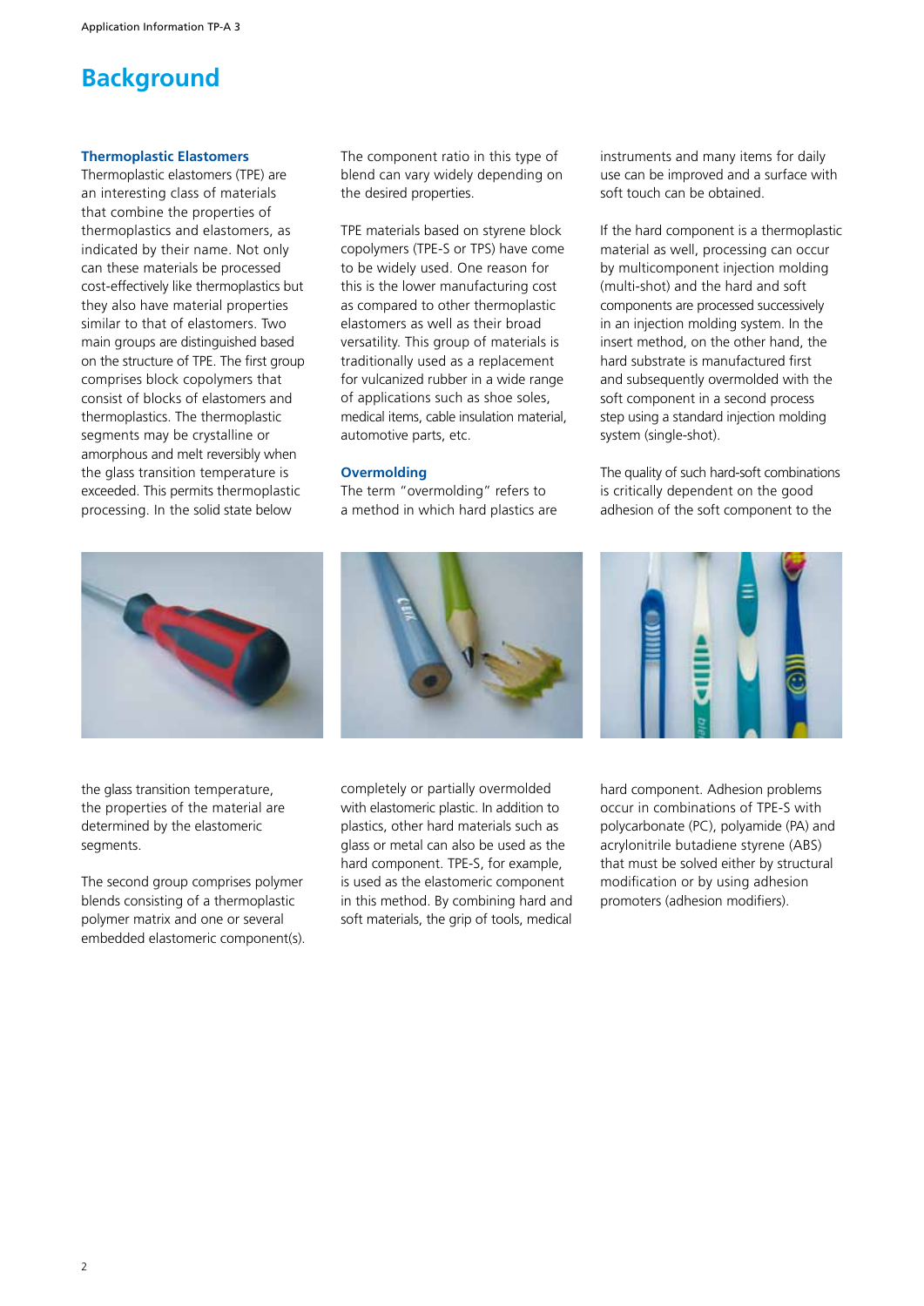# Background

### Thermoplastic Elastomers

Thermoplastic elastomers (TPE) are an interesting class of materials that combine the properties of thermoplastics and elastomers, as indicated by their name. Not only can these materials be processed cost-effectively like thermoplastics but they also have material properties similar to that of elastomers. Two main groups are distinguished based on the structure of TPE. The first group comprises block copolymers that consist of blocks of elastomers and thermoplastics. The thermoplastic segments may be crystalline or amorphous and melt reversibly when the glass transition temperature is exceeded. This permits thermoplastic processing. In the solid state below the glass transition temperature, the properties of the material are determined by the elastomeric segments.

The second group comprises polymer blends consisting of a thermoplastic polymer matrix and one or several embedded elastomeric component(s). The component ratio in this type of blend can vary widely depending on the desired properties.

TPE materials based on styrene block copolymers (TPE-S or TPS) have come to be widely used. One reason for this is the lower manufacturing cost as compared to other thermoplastic elastomers as well as their broad versatility. This group of materials is traditionally used as a replacement for vulcanized rubber in a wide range of applications such as shoe soles, medical items, cable insulation material, automotive parts, etc.

### Overmolding

The term "overmolding" refers to a method in which hard plastics are completely or partially overmolded with elastomeric plastic. In addition to plastics, other hard materials such as glass or metal can also be used as the hard component. TPE-S, for example, is used as the elastomeric component in this method. By combining hard and soft materials, the grip of tools, medical instruments and many items for daily use can be improved and a surface with soft touch can be obtained.

If the hard component is a thermoplastic material as well, processing can occur by multicomponent injection molding (multi-shot) and the hard and soft components are processed successively in an injection molding system. In the insert method, on the other hand, the hard substrate is manufactured first and subsequently overmolded with the soft component in a second process step using a standard injection molding system (single-shot).

The quality of such hard-soft combinations is critically dependent on the good adhesion of the soft component to the hard component. Adhesion problems occur in combinations of TPE-S with polycarbonate (PC), polyamide (PA) and acrylonitrile butadiene styrene (ABS) that must be solved either by structural modification or by using adhesion promoters (adhesion modifiers).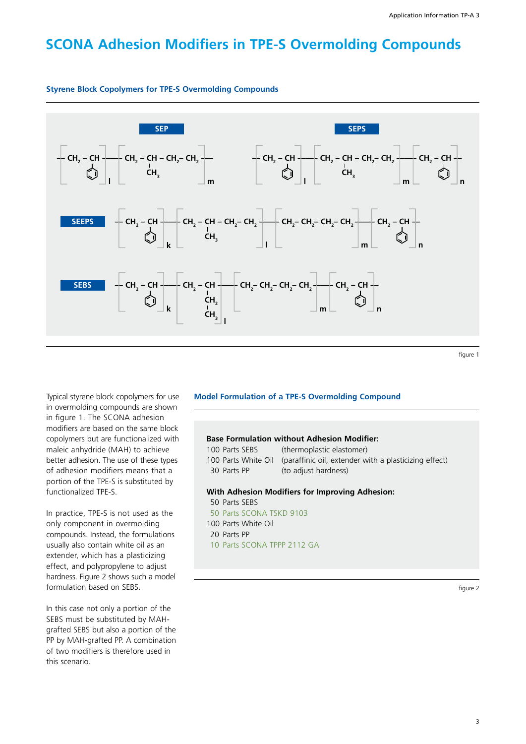# SCONA Adhesion Modifiers in TPE-S Overmolding Compounds

### Styrene Block Copolymers for TPE-S Overmolding Compounds

**SEP**

$$-\left[CH_2-CH(C_6H_5)\right]_l-\left[CH_2-CH(CH_3)-CH_2-CH_2\right]_m-$$

**SEPS**

$$-\left[CH_2-CH(C_6H_5)\right]_l-\left[CH_2-CH(CH_3)-CH_2-CH_2\right]_m-\left[CH_2-CH(C_6H_5)\right]_n-$$

**SEEPS**

$$-\left[CH_2-CH(C_6H_5)\right]_k-\left[CH_2-CH(CH_3)-CH_2-CH_2\right]_l-\left[CH_2-CH_2-CH_2-CH_2\right]_m-\left[CH_2-CH(C_6H_5)\right]_n-$$

**SEBS**

$$-\left[CH_2-CH(C_6H_5)\right]_k-\left[CH_2-CH(CH_2-CH_3)\right]_l-\left[CH_2-CH_2-CH_2-CH_2\right]_m-\left[CH_2-CH(C_6H_5)\right]_n-$$

figure 1

Typical styrene block copolymers for use in overmolding compounds are shown in figure 1. The SCONA adhesion modifiers are based on the same block copolymers but are functionalized with maleic anhydride (MAH) to achieve better adhesion. The use of these types of adhesion modifiers means that a portion of the TPE-S is substituted by functionalized TPE-S.

In practice, TPE-S is not used as the only component in overmolding compounds. Instead, the formulations usually also contain white oil as an extender, which has a plasticizing effect, and polypropylene to adjust hardness. Figure 2 shows such a model formulation based on SEBS.

In this case not only a portion of the SEBS must be substituted by MAH-grafted SEBS but also a portion of the PP by MAH-grafted PP. A combination of two modifiers is therefore used in this scenario.

### Model Formulation of a TPE-S Overmolding Compound

**Base Formulation without Adhesion Modifier:**

100 Parts SEBS (thermoplastic elastomer)
100 Parts White Oil (paraffinic oil, extender with a plasticizing effect)
30 Parts PP (to adjust hardness)

**With Adhesion Modifiers for Improving Adhesion:**

50 Parts SEBS
50 Parts SCONA TSKD 9103
100 Parts White Oil
20 Parts PP
10 Parts SCONA TPPP 2112 GA

figure 2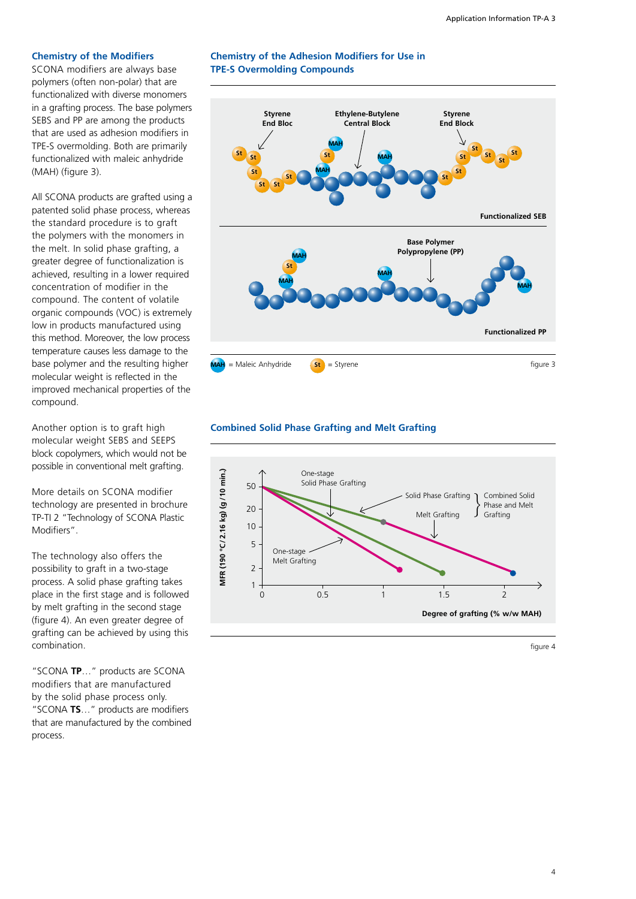## Chemistry of the Modifiers

SCONA modifiers are always base polymers (often non-polar) that are functionalized with diverse monomers in a grafting process. The base polymers SEBS and PP are among the products that are used as adhesion modifiers in TPE-S overmolding. Both are primarily functionalized with maleic anhydride (MAH) (figure 3).

All SCONA products are grafted using a patented solid phase process, whereas the standard procedure is to graft the polymers with the monomers in the melt. In solid phase grafting, a greater degree of functionalization is achieved, resulting in a lower required concentration of modifier in the compound. The content of volatile organic compounds (VOC) is extremely low in products manufactured using this method. Moreover, the low process temperature causes less damage to the base polymer and the resulting higher molecular weight is reflected in the improved mechanical properties of the compound.

Another option is to graft high molecular weight SEBS and SEEPS block copolymers, which would not be possible in conventional melt grafting.

More details on SCONA modifier technology are presented in brochure TP-TI 2 "Technology of SCONA Plastic Modifiers".

The technology also offers the possibility to graft in a two-stage process. A solid phase grafting takes place in the first stage and is followed by melt grafting in the second stage (figure 4). An even greater degree of grafting can be achieved by using this combination.

"SCONA **TP**…" products are SCONA modifiers that are manufactured by the solid phase process only. "SCONA **TS**…" products are modifiers that are manufactured by the combined process.

## Chemistry of the Adhesion Modifiers for Use in TPE-S Overmolding Compounds

Styrene End Bloc — Ethylene-Butylene Central Block — Styrene End Block

Functionalized SEB

Base Polymer Polypropylene (PP)

Functionalized PP

MAH = Maleic Anhydride St = Styrene

figure 3

## Combined Solid Phase Grafting and Melt Grafting

MFR (190 °C / 2.16 kg) (g / 10 min.) vs. Degree of grafting (% w/w MAH)

One-stage Solid Phase Grafting; One-stage Melt Grafting; Combined Solid Phase and Melt Grafting (Solid Phase Grafting, Melt Grafting)

figure 4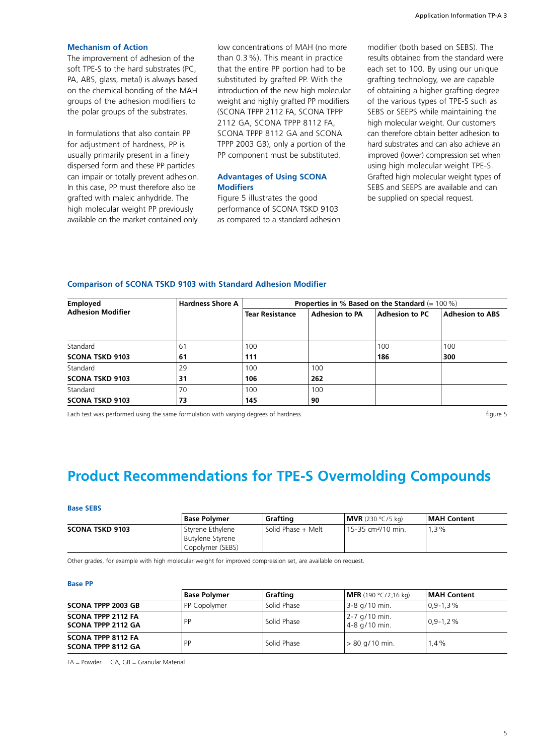### Mechanism of Action

The improvement of adhesion of the soft TPE-S to the hard substrates (PC, PA, ABS, glass, metal) is always based on the chemical bonding of the MAH groups of the adhesion modifiers to the polar groups of the substrates.

In formulations that also contain PP for adjustment of hardness, PP is usually primarily present in a finely dispersed form and these PP particles can impair or totally prevent adhesion. In this case, PP must therefore also be grafted with maleic anhydride. The high molecular weight PP previously available on the market contained only low concentrations of MAH (no more than 0.3 %). This meant in practice that the entire PP portion had to be substituted by grafted PP. With the introduction of the new high molecular weight and highly grafted PP modifiers (SCONA TPPP 2112 FA, SCONA TPPP 2112 GA, SCONA TPPP 8112 FA, SCONA TPPP 8112 GA and SCONA TPPP 2003 GB), only a portion of the PP component must be substituted.

### Advantages of Using SCONA Modifiers

Figure 5 illustrates the good performance of SCONA TSKD 9103 as compared to a standard adhesion modifier (both based on SEBS). The results obtained from the standard were each set to 100. By using our unique grafting technology, we are capable of obtaining a higher grafting degree of the various types of TPE-S such as SEBS or SEEPS while maintaining the high molecular weight. Our customers can therefore obtain better adhesion to hard substrates and can also achieve an improved (lower) compression set when using high molecular weight TPE-S. Grafted high molecular weight types of SEBS and SEEPS are available and can be supplied on special request.

### Comparison of SCONA TSKD 9103 with Standard Adhesion Modifier

| Employed Adhesion Modifier | Hardness Shore A | Properties in % Based on the Standard (= 100 %) | | | |
|---|---|---|---|---|---|
| | | **Tear Resistance** | **Adhesion to PA** | **Adhesion to PC** | **Adhesion to ABS** |
| Standard | 61 | 100 | | 100 | 100 |
| **SCONA TSKD 9103** | **61** | **111** | | **186** | **300** |
| Standard | 29 | 100 | 100 | | |
| **SCONA TSKD 9103** | **31** | **106** | **262** | | |
| Standard | 70 | 100 | 100 | | |
| **SCONA TSKD 9103** | **73** | **145** | **90** | | |

Each test was performed using the same formulation with varying degrees of hardness.

figure 5

# Product Recommendations for TPE-S Overmolding Compounds

### Base SEBS

| | Base Polymer | Grafting | **MVR** (230 °C/5 kg) | MAH Content |
|---|---|---|---|---|
| **SCONA TSKD 9103** | Styrene Ethylene Butylene Styrene Copolymer (SEBS) | Solid Phase + Melt | 15-35 cm³/10 min. | 1,3 % |

Other grades, for example with high molecular weight for improved compression set, are available on request.

### Base PP

| | Base Polymer | Grafting | **MFR** (190 °C/2,16 kg) | MAH Content |
|---|---|---|---|---|
| **SCONA TPPP 2003 GB** | PP Copolymer | Solid Phase | 3-8 g/10 min. | 0,9-1,3 % |
| **SCONA TPPP 2112 FA**<br>**SCONA TPPP 2112 GA** | PP | Solid Phase | 2-7 g/10 min.<br>4-8 g/10 min. | 0,9-1,2 % |
| **SCONA TPPP 8112 FA**<br>**SCONA TPPP 8112 GA** | PP | Solid Phase | > 80 g/10 min. | 1,4 % |

FA = Powder GA, GB = Granular Material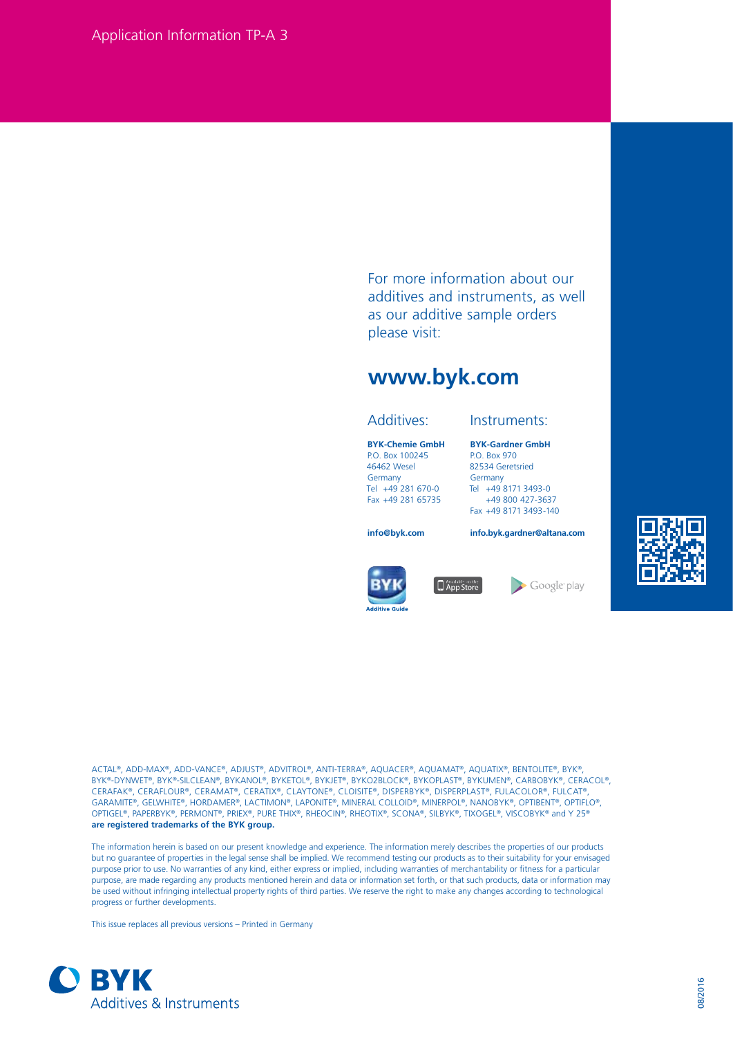Application Information TP-A 3

For more information about our additives and instruments, as well as our additive sample orders please visit:

## www.byk.com

**Additives:**

**BYK-Chemie GmbH**
P.O. Box 100245
46462 Wesel
Germany
Tel +49 281 670-0
Fax +49 281 65735

**info@byk.com**

**Instruments:**

**BYK-Gardner GmbH**
P.O. Box 970
82534 Geretsried
Germany
Tel +49 8171 3493-0
+49 800 427-3637
Fax +49 8171 3493-140

**info.byk.gardner@altana.com**

BYK Additive Guide

Available on the App Store

Google play

ACTAL®, ADD-MAX®, ADD-VANCE®, ADJUST®, ADVITROL®, ANTI-TERRA®, AQUACER®, AQUAMAT®, AQUATIX®, BENTOLITE®, BYK®, BYK®-DYNWET®, BYK®-SILCLEAN®, BYKANOL®, BYKETOL®, BYKJET®, BYKO2BLOCK®, BYKOPLAST®, BYKUMEN®, CARBOBYK®, CERACOL®, CERAFAK®, CERAFLOUR®, CERAMAT®, CERATIX®, CLAYTONE®, CLOISITE®, DISPERBYK®, DISPERPLAST®, FULACOLOR®, FULCAT®, GARAMITE®, GELWHITE®, HORDAMER®, LACTIMON®, LAPONITE®, MINERAL COLLOID®, MINERPOL®, NANOBYK®, OPTIBENT®, OPTIFLO®, OPTIGEL®, PAPERBYK®, PERMONT®, PRIEX®, PURE THIX®, RHEOCIN®, RHEOTIX®, SCONA®, SILBYK®, TIXOGEL®, VISCOBYK® and Y 25® **are registered trademarks of the BYK group.**

The information herein is based on our present knowledge and experience. The information merely describes the properties of our products but no guarantee of properties in the legal sense shall be implied. We recommend testing our products as to their suitability for your envisaged purpose prior to use. No warranties of any kind, either express or implied, including warranties of merchantability or fitness for a particular purpose, are made regarding any products mentioned herein and data or information set forth, or that such products, data or information may be used without infringing intellectual property rights of third parties. We reserve the right to make any changes according to technological progress or further developments.

This issue replaces all previous versions – Printed in Germany

**BYK**
Additives & Instruments

08/2016